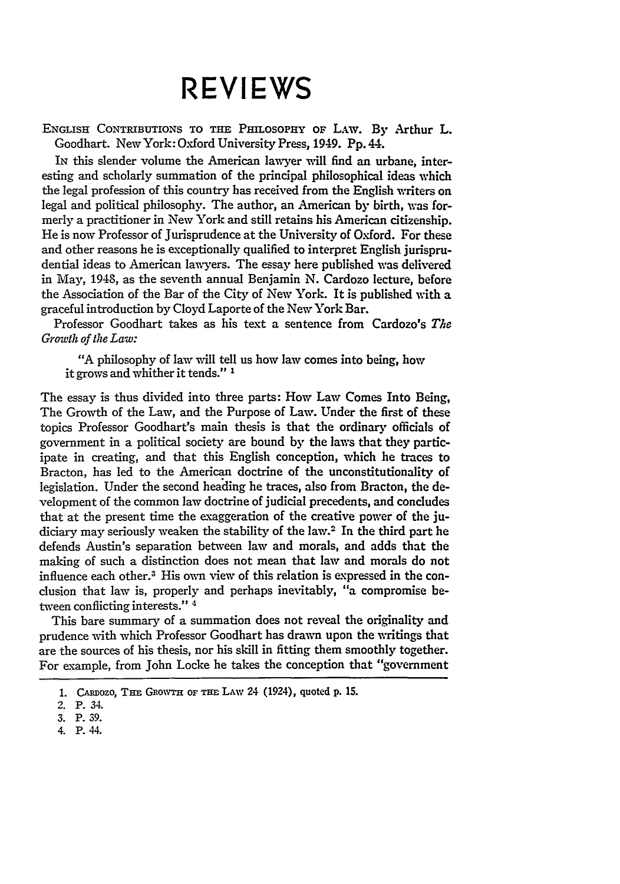# REVIEWS

ENGLISH CONTRIBUTIONS TO THE PHILOSOPHY OF LAW. By Arthur L. Goodhart. New York: Oxford University Press, 1949. Pp. 44.

IN this slender volume the American lawyer will find an urbane, interesting and scholarly summation of the principal philosophical ideas which the legal profession of this country has received from the English writers on legal and political philosophy. The author, an American by birth, was formerly a practitioner in New York and still retains his American citizenship. He is now Professor of Jurisprudence at the University of Oxford. For these and other reasons he is exceptionally qualified to interpret English jurisprudential ideas to American lawyers. The essay here published was delivered in May, 1948, as the seventh annual Benjamin N. Cardozo lecture, before the Association of the Bar of the City of New York. It is published with a graceful introduction by Cloyd Laporte of the New York Bar.

Professor Goodhart takes as his text a sentence from Cardozo's *The Growth of the Law:*

> "A philosophy of law will tell us how law comes into being, how it grows and whither it tends." [1]

The essay is thus divided into three parts: How Law Comes Into Being, The Growth of the Law, and the Purpose of Law. Under the first of these topics Professor Goodhart's main thesis is that the ordinary officials of government in a political society are bound by the laws that they participate in creating, and that this English conception, which he traces to Bracton, has led to the American doctrine of the unconstitutionality of legislation. Under the second heading he traces, also from Bracton, the development of the common law doctrine of judicial precedents, and concludes that at the present time the exaggeration of the creative power of the judiciary may seriously weaken the stability of the law.[2] In the third part he defends Austin's separation between law and morals, and adds that the making of such a distinction does not mean that law and morals do not influence each other.[3] His own view of this relation is expressed in the conclusion that law is, properly and perhaps inevitably, "a compromise between conflicting interests." [4]

This bare summary of a summation does not reveal the originality and prudence with which Professor Goodhart has drawn upon the writings that are the sources of his thesis, nor his skill in fitting them smoothly together. For example, from John Locke he takes the conception that "government

---

1. CARDOZO, THE GROWTH OF THE LAW 24 (1924), quoted p. 15.
2. P. 34.
3. P. 39.
4. P. 44.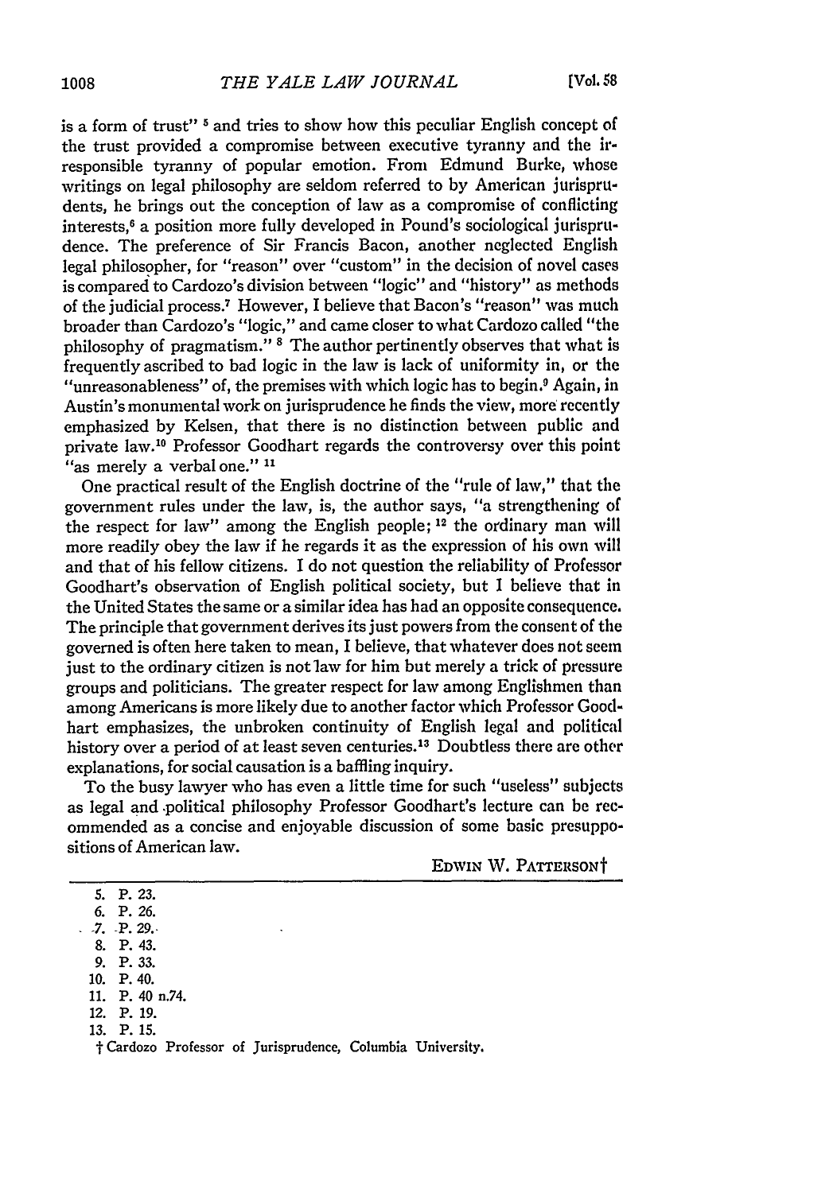is a form of trust" [5] and tries to show how this peculiar English concept of the trust provided a compromise between executive tyranny and the irresponsible tyranny of popular emotion. From Edmund Burke, whose writings on legal philosophy are seldom referred to by American jurisprudents, he brings out the conception of law as a compromise of conflicting interests,[6] a position more fully developed in Pound's sociological jurisprudence. The preference of Sir Francis Bacon, another neglected English legal philosopher, for "reason" over "custom" in the decision of novel cases is compared to Cardozo's division between "logic" and "history" as methods of the judicial process.[7] However, I believe that Bacon's "reason" was much broader than Cardozo's "logic," and came closer to what Cardozo called "the philosophy of pragmatism." [8] The author pertinently observes that what is frequently ascribed to bad logic in the law is lack of uniformity in, or the "unreasonableness" of, the premises with which logic has to begin.[9] Again, in Austin's monumental work on jurisprudence he finds the view, more recently emphasized by Kelsen, that there is no distinction between public and private law.[10] Professor Goodhart regards the controversy over this point "as merely a verbal one." [11]

One practical result of the English doctrine of the "rule of law," that the government rules under the law, is, the author says, "a strengthening of the respect for law" among the English people; [12] the ordinary man will more readily obey the law if he regards it as the expression of his own will and that of his fellow citizens. I do not question the reliability of Professor Goodhart's observation of English political society, but I believe that in the United States the same or a similar idea has had an opposite consequence. The principle that government derives its just powers from the consent of the governed is often here taken to mean, I believe, that whatever does not seem just to the ordinary citizen is not law for him but merely a trick of pressure groups and politicians. The greater respect for law among Englishmen than among Americans is more likely due to another factor which Professor Goodhart emphasizes, the unbroken continuity of English legal and political history over a period of at least seven centuries.[13] Doubtless there are other explanations, for social causation is a baffling inquiry.

To the busy lawyer who has even a little time for such "useless" subjects as legal and political philosophy Professor Goodhart's lecture can be recommended as a concise and enjoyable discussion of some basic presuppositions of American law.

EDWIN W. PATTERSON†

5. P. 23.
6. P. 26.
7. P. 29.
8. P. 43.
9. P. 33.
10. P. 40.
11. P. 40 n.74.
12. P. 19.
13. P. 15.

† Cardozo Professor of Jurisprudence, Columbia University.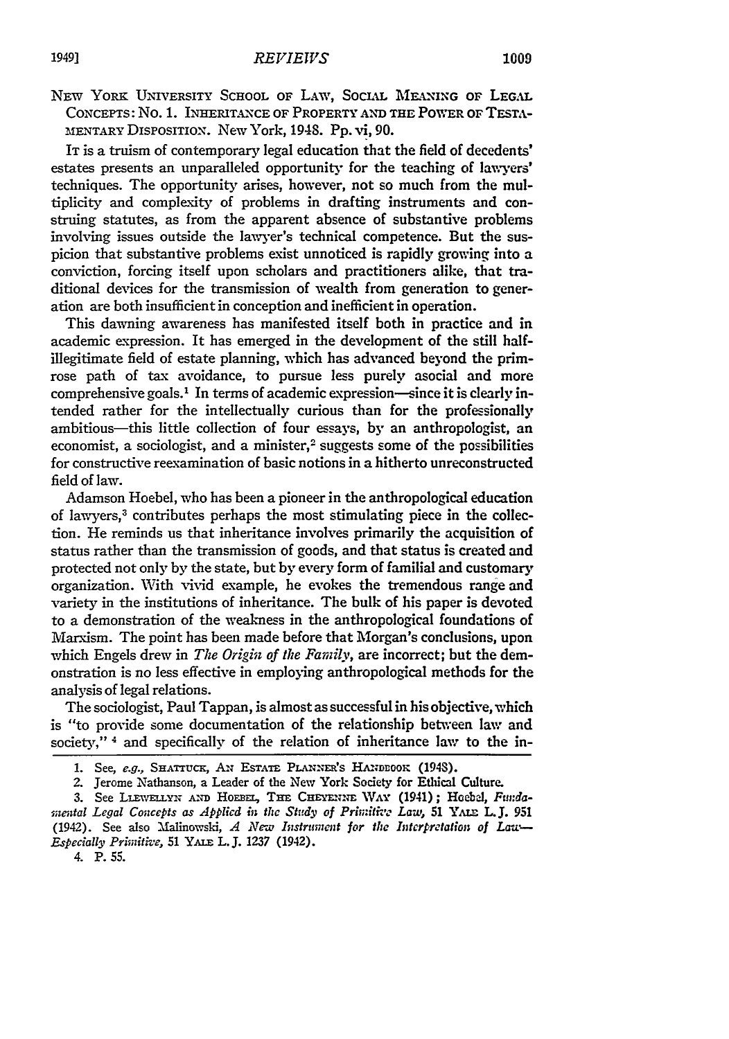NEW YORK UNIVERSITY SCHOOL OF LAW, SOCIAL MEANING OF LEGAL CONCEPTS: No. 1. INHERITANCE OF PROPERTY AND THE POWER OF TESTAMENTARY DISPOSITION. New York, 1948. Pp. vi, 90.

IT is a truism of contemporary legal education that the field of decedents' estates presents an unparalleled opportunity for the teaching of lawyers' techniques. The opportunity arises, however, not so much from the multiplicity and complexity of problems in drafting instruments and construing statutes, as from the apparent absence of substantive problems involving issues outside the lawyer's technical competence. But the suspicion that substantive problems exist unnoticed is rapidly growing into a conviction, forcing itself upon scholars and practitioners alike, that traditional devices for the transmission of wealth from generation to generation are both insufficient in conception and inefficient in operation.

This dawning awareness has manifested itself both in practice and in academic expression. It has emerged in the development of the still half-illegitimate field of estate planning, which has advanced beyond the primrose path of tax avoidance, to pursue less purely asocial and more comprehensive goals.[1] In terms of academic expression—since it is clearly intended rather for the intellectually curious than for the professionally ambitious—this little collection of four essays, by an anthropologist, an economist, a sociologist, and a minister,[2] suggests some of the possibilities for constructive reexamination of basic notions in a hitherto unreconstructed field of law.

Adamson Hoebel, who has been a pioneer in the anthropological education of lawyers,[3] contributes perhaps the most stimulating piece in the collection. He reminds us that inheritance involves primarily the acquisition of status rather than the transmission of goods, and that status is created and protected not only by the state, but by every form of familial and customary organization. With vivid example, he evokes the tremendous range and variety in the institutions of inheritance. The bulk of his paper is devoted to a demonstration of the weakness in the anthropological foundations of Marxism. The point has been made before that Morgan's conclusions, upon which Engels drew in *The Origin of the Family*, are incorrect; but the demonstration is no less effective in employing anthropological methods for the analysis of legal relations.

The sociologist, Paul Tappan, is almost as successful in his objective, which is "to provide some documentation of the relationship between law and society,"[4] and specifically of the relation of inheritance law to the in-

---

1. See, *e.g.*, SHATTUCK, AN ESTATE PLANNER'S HANDBOOK (1948).

2. Jerome Nathanson, a Leader of the New York Society for Ethical Culture.

3. See LLEWELLYN AND HOEBEL, THE CHEYENNE WAY (1941); Hoebel, *Fundamental Legal Concepts as Applied in the Study of Primitive Law*, 51 YALE L. J. 951 (1942). See also Malinowski, *A New Instrument for the Interpretation of Law—Especially Primitive*, 51 YALE L. J. 1237 (1942).

4. P. 55.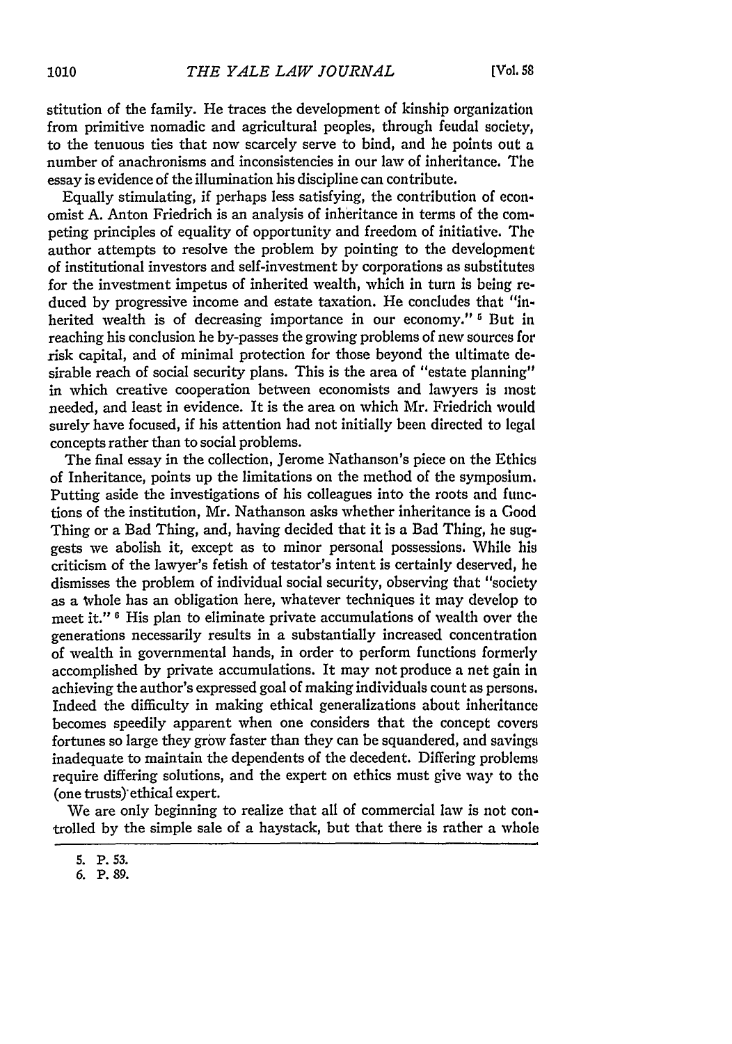stitution of the family. He traces the development of kinship organization from primitive nomadic and agricultural peoples, through feudal society, to the tenuous ties that now scarcely serve to bind, and he points out a number of anachronisms and inconsistencies in our law of inheritance. The essay is evidence of the illumination his discipline can contribute.

Equally stimulating, if perhaps less satisfying, the contribution of economist A. Anton Friedrich is an analysis of inheritance in terms of the competing principles of equality of opportunity and freedom of initiative. The author attempts to resolve the problem by pointing to the development of institutional investors and self-investment by corporations as substitutes for the investment impetus of inherited wealth, which in turn is being reduced by progressive income and estate taxation. He concludes that "inherited wealth is of decreasing importance in our economy." [5] But in reaching his conclusion he by-passes the growing problems of new sources for risk capital, and of minimal protection for those beyond the ultimate desirable reach of social security plans. This is the area of "estate planning" in which creative cooperation between economists and lawyers is most needed, and least in evidence. It is the area on which Mr. Friedrich would surely have focused, if his attention had not initially been directed to legal concepts rather than to social problems.

The final essay in the collection, Jerome Nathanson's piece on the Ethics of Inheritance, points up the limitations on the method of the symposium. Putting aside the investigations of his colleagues into the roots and functions of the institution, Mr. Nathanson asks whether inheritance is a Good Thing or a Bad Thing, and, having decided that it is a Bad Thing, he suggests we abolish it, except as to minor personal possessions. While his criticism of the lawyer's fetish of testator's intent is certainly deserved, he dismisses the problem of individual social security, observing that "society as a whole has an obligation here, whatever techniques it may develop to meet it." [6] His plan to eliminate private accumulations of wealth over the generations necessarily results in a substantially increased concentration of wealth in governmental hands, in order to perform functions formerly accomplished by private accumulations. It may not produce a net gain in achieving the author's expressed goal of making individuals count as persons. Indeed the difficulty in making ethical generalizations about inheritance becomes speedily apparent when one considers that the concept covers fortunes so large they grow faster than they can be squandered, and savings inadequate to maintain the dependents of the decedent. Differing problems require differing solutions, and the expert on ethics must give way to the (one trusts) ethical expert.

We are only beginning to realize that all of commercial law is not controlled by the simple sale of a haystack, but that there is rather a whole

5. P. 53.

6. P. 89.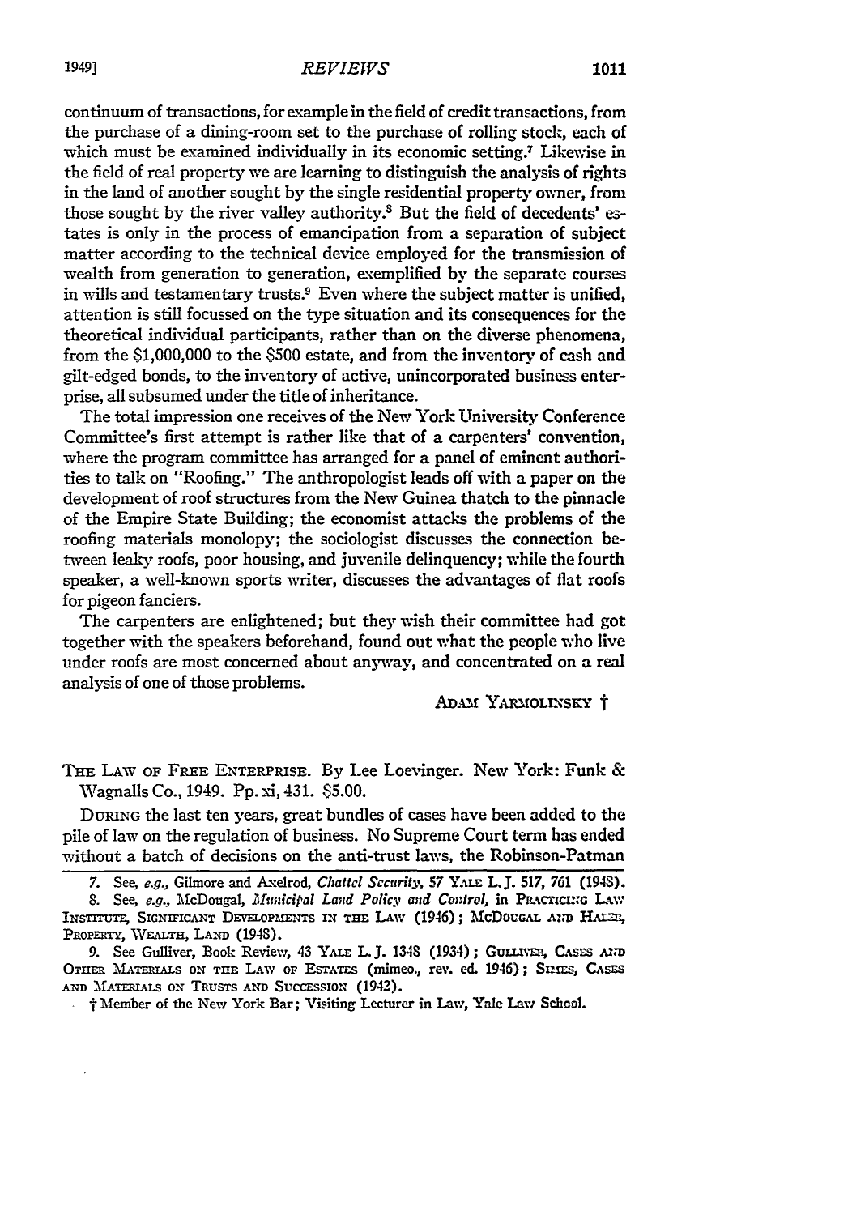continuum of transactions, for example in the field of credit transactions, from the purchase of a dining-room set to the purchase of rolling stock, each of which must be examined individually in its economic setting.[7] Likewise in the field of real property we are learning to distinguish the analysis of rights in the land of another sought by the single residential property owner, from those sought by the river valley authority.[8] But the field of decedents' estates is only in the process of emancipation from a separation of subject matter according to the technical device employed for the transmission of wealth from generation to generation, exemplified by the separate courses in wills and testamentary trusts.[9] Even where the subject matter is unified, attention is still focussed on the type situation and its consequences for the theoretical individual participants, rather than on the diverse phenomena, from the $1,000,000 to the $500 estate, and from the inventory of cash and gilt-edged bonds, to the inventory of active, unincorporated business enterprise, all subsumed under the title of inheritance.

The total impression one receives of the New York University Conference Committee's first attempt is rather like that of a carpenters' convention, where the program committee has arranged for a panel of eminent authorities to talk on "Roofing." The anthropologist leads off with a paper on the development of roof structures from the New Guinea thatch to the pinnacle of the Empire State Building; the economist attacks the problems of the roofing materials monolopy; the sociologist discusses the connection between leaky roofs, poor housing, and juvenile delinquency; while the fourth speaker, a well-known sports writer, discusses the advantages of flat roofs for pigeon fanciers.

The carpenters are enlightened; but they wish their committee had got together with the speakers beforehand, found out what the people who live under roofs are most concerned about anyway, and concentrated on a real analysis of one of those problems.

ADAM YARMOLINSKY †

THE LAW OF FREE ENTERPRISE. By Lee Loevinger. New York: Funk & Wagnalls Co., 1949. Pp. xi, 431. $5.00.

DURING the last ten years, great bundles of cases have been added to the pile of law on the regulation of business. No Supreme Court term has ended without a batch of decisions on the anti-trust laws, the Robinson-Patman

7. See, *e.g.*, Gilmore and Axelrod, *Chattel Security*, 57 YALE L. J. 517, 761 (1948).

8. See, *e.g.*, McDougal, *Municipal Land Policy and Control*, in PRACTICING LAW INSTITUTE, SIGNIFICANT DEVELOPMENTS IN THE LAW (1946); MCDOUGAL AND HABER, PROPERTY, WEALTH, LAND (1948).

9. See Gulliver, Book Review, 43 YALE L. J. 1348 (1934); GULLIVER, CASES AND OTHER MATERIALS ON THE LAW OF ESTATES (mimeo., rev. ed. 1946); SIMES, CASES AND MATERIALS ON TRUSTS AND SUCCESSION (1942).

† Member of the New York Bar; Visiting Lecturer in Law, Yale Law School.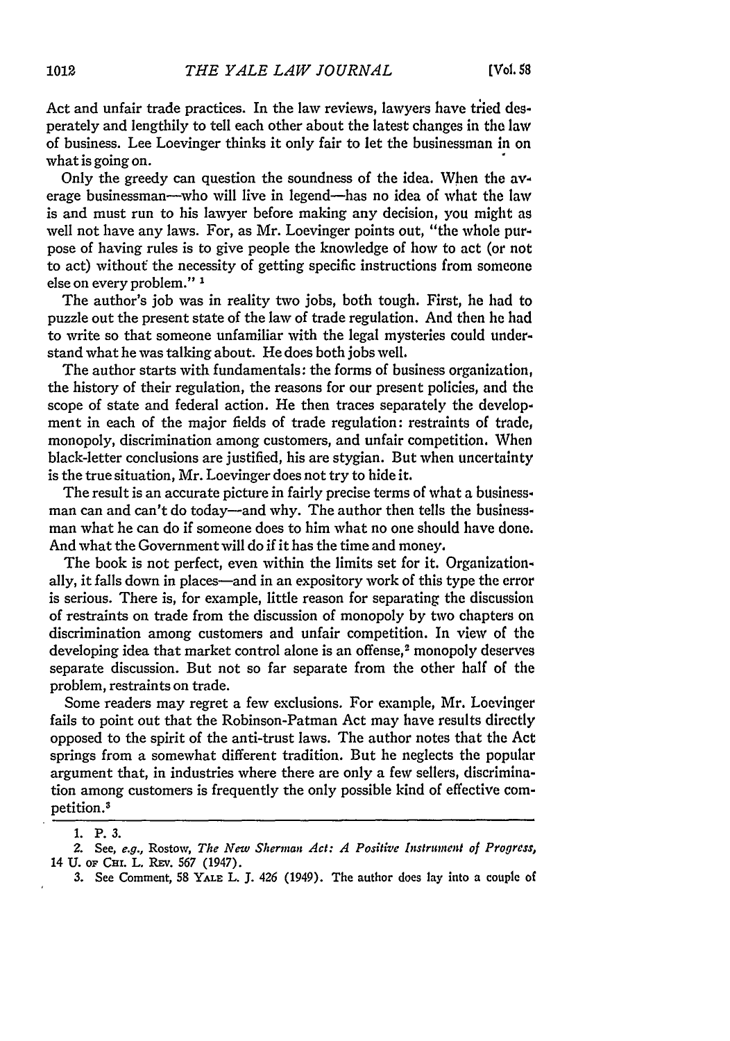Act and unfair trade practices. In the law reviews, lawyers have tried desperately and lengthily to tell each other about the latest changes in the law of business. Lee Loevinger thinks it only fair to let the businessman in on what is going on.

Only the greedy can question the soundness of the idea. When the average businessman—who will live in legend—has no idea of what the law is and must run to his lawyer before making any decision, you might as well not have any laws. For, as Mr. Loevinger points out, "the whole purpose of having rules is to give people the knowledge of how to act (or not to act) without the necessity of getting specific instructions from someone else on every problem." [1]

The author's job was in reality two jobs, both tough. First, he had to puzzle out the present state of the law of trade regulation. And then he had to write so that someone unfamiliar with the legal mysteries could understand what he was talking about. He does both jobs well.

The author starts with fundamentals: the forms of business organization, the history of their regulation, the reasons for our present policies, and the scope of state and federal action. He then traces separately the development in each of the major fields of trade regulation: restraints of trade, monopoly, discrimination among customers, and unfair competition. When black-letter conclusions are justified, his are stygian. But when uncertainty is the true situation, Mr. Loevinger does not try to hide it.

The result is an accurate picture in fairly precise terms of what a businessman can and can't do today—and why. The author then tells the businessman what he can do if someone does to him what no one should have done. And what the Government will do if it has the time and money.

The book is not perfect, even within the limits set for it. Organizationally, it falls down in places—and in an expository work of this type the error is serious. There is, for example, little reason for separating the discussion of restraints on trade from the discussion of monopoly by two chapters on discrimination among customers and unfair competition. In view of the developing idea that market control alone is an offense,[2] monopoly deserves separate discussion. But not so far separate from the other half of the problem, restraints on trade.

Some readers may regret a few exclusions. For example, Mr. Loevinger fails to point out that the Robinson-Patman Act may have results directly opposed to the spirit of the anti-trust laws. The author notes that the Act springs from a somewhat different tradition. But he neglects the popular argument that, in industries where there are only a few sellers, discrimination among customers is frequently the only possible kind of effective competition.[3]

---

1. P. 3.

2. See, *e.g.*, Rostow, *The New Sherman Act: A Positive Instrument of Progress*, 14 U. of Chi. L. Rev. 567 (1947).

3. See Comment, 58 Yale L. J. 426 (1949). The author does lay into a couple of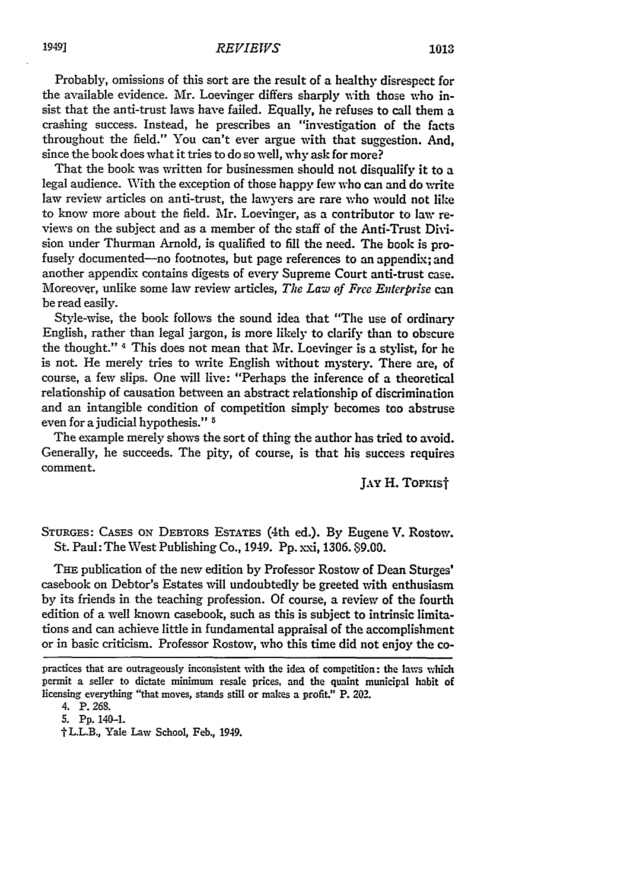Probably, omissions of this sort are the result of a healthy disrespect for the available evidence. Mr. Loevinger differs sharply with those who insist that the anti-trust laws have failed. Equally, he refuses to call them a crashing success. Instead, he prescribes an "investigation of the facts throughout the field." You can't ever argue with that suggestion. And, since the book does what it tries to do so well, why ask for more?

That the book was written for businessmen should not disqualify it to a legal audience. With the exception of those happy few who can and do write law review articles on anti-trust, the lawyers are rare who would not like to know more about the field. Mr. Loevinger, as a contributor to law reviews on the subject and as a member of the staff of the Anti-Trust Division under Thurman Arnold, is qualified to fill the need. The book is profusely documented—no footnotes, but page references to an appendix; and another appendix contains digests of every Supreme Court anti-trust case. Moreover, unlike some law review articles, *The Law of Free Enterprise* can be read easily.

Style-wise, the book follows the sound idea that "The use of ordinary English, rather than legal jargon, is more likely to clarify than to obscure the thought." [4] This does not mean that Mr. Loevinger is a stylist, for he is not. He merely tries to write English without mystery. There are, of course, a few slips. One will live: "Perhaps the inference of a theoretical relationship of causation between an abstract relationship of discrimination and an intangible condition of competition simply becomes too abstruse even for a judicial hypothesis." [5]

The example merely shows the sort of thing the author has tried to avoid. Generally, he succeeds. The pity, of course, is that his success requires comment.

JAY H. TOPKIS†

STURGES: CASES ON DEBTORS ESTATES (4th ed.). By Eugene V. Rostow. St. Paul: The West Publishing Co., 1949. Pp. xxi, 1306. $9.00.

THE publication of the new edition by Professor Rostow of Dean Sturges' casebook on Debtor's Estates will undoubtedly be greeted with enthusiasm by its friends in the teaching profession. Of course, a review of the fourth edition of a well known casebook, such as this is subject to intrinsic limitations and can achieve little in fundamental appraisal of the accomplishment or in basic criticism. Professor Rostow, who this time did not enjoy the co-

---

practices that are outrageously inconsistent with the idea of competition: the laws which permit a seller to dictate minimum resale prices, and the quaint municipal habit of licensing everything "that moves, stands still or makes a profit." P. 202.

4. P. 268.

5. Pp. 140–1.

† L.L.B., Yale Law School, Feb., 1949.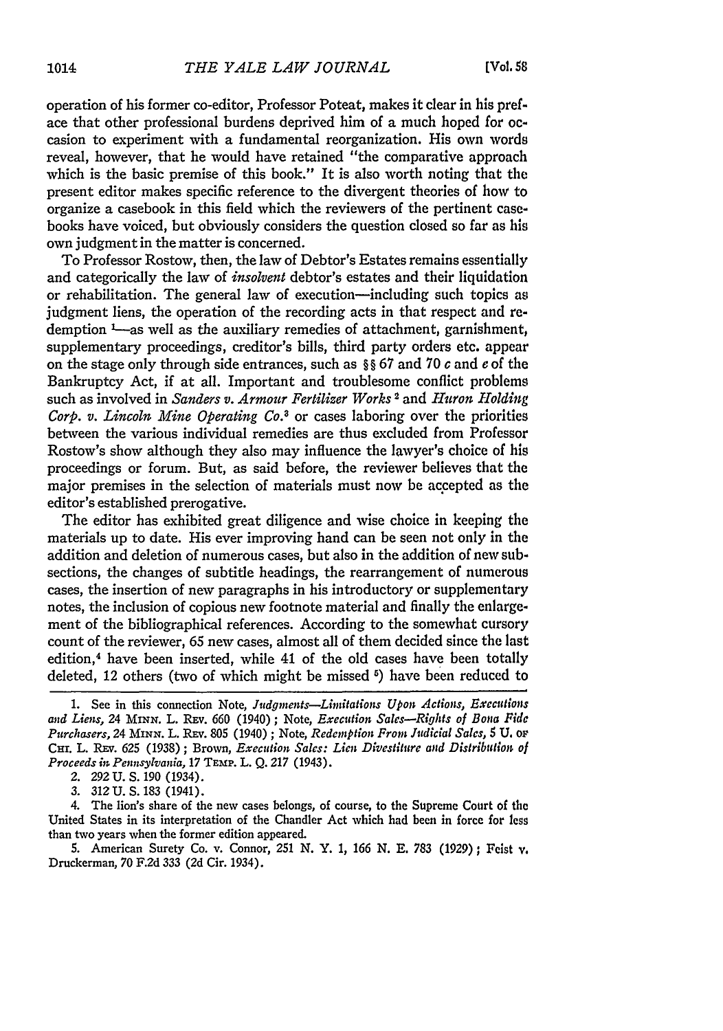operation of his former co-editor, Professor Poteat, makes it clear in his preface that other professional burdens deprived him of a much hoped for occasion to experiment with a fundamental reorganization. His own words reveal, however, that he would have retained "the comparative approach which is the basic premise of this book." It is also worth noting that the present editor makes specific reference to the divergent theories of how to organize a casebook in this field which the reviewers of the pertinent casebooks have voiced, but obviously considers the question closed so far as his own judgment in the matter is concerned.

To Professor Rostow, then, the law of Debtor's Estates remains essentially and categorically the law of *insolvent* debtor's estates and their liquidation or rehabilitation. The general law of execution—including such topics as judgment liens, the operation of the recording acts in that respect and redemption [1]—as well as the auxiliary remedies of attachment, garnishment, supplementary proceedings, creditor's bills, third party orders etc. appear on the stage only through side entrances, such as §§ 67 and 70 *c* and *e* of the Bankruptcy Act, if at all. Important and troublesome conflict problems such as involved in *Sanders v. Armour Fertilizer Works* [2] and *Huron Holding Corp. v. Lincoln Mine Operating Co.* [3] or cases laboring over the priorities between the various individual remedies are thus excluded from Professor Rostow's show although they also may influence the lawyer's choice of his proceedings or forum. But, as said before, the reviewer believes that the major premises in the selection of materials must now be accepted as the editor's established prerogative.

The editor has exhibited great diligence and wise choice in keeping the materials up to date. His ever improving hand can be seen not only in the addition and deletion of numerous cases, but also in the addition of new subsections, the changes of subtitle headings, the rearrangement of numerous cases, the insertion of new paragraphs in his introductory or supplementary notes, the inclusion of copious new footnote material and finally the enlargement of the bibliographical references. According to the somewhat cursory count of the reviewer, 65 new cases, almost all of them decided since the last edition,[4] have been inserted, while 41 of the old cases have been totally deleted, 12 others (two of which might be missed [5]) have been reduced to

---

1. See in this connection Note, *Judgments—Limitations Upon Actions, Executions and Liens*, 24 MINN. L. REV. 660 (1940); Note, *Execution Sales—Rights of Bona Fide Purchasers*, 24 MINN. L. REV. 805 (1940); Note, *Redemption From Judicial Sales*, 5 U. OF CHI. L. REV. 625 (1938); Brown, *Execution Sales: Lien Divestiture and Distribution of Proceeds in Pennsylvania*, 17 TEMP. L. Q. 217 (1943).

2. 292 U. S. 190 (1934).

3. 312 U. S. 183 (1941).

4. The lion's share of the new cases belongs, of course, to the Supreme Court of the United States in its interpretation of the Chandler Act which had been in force for less than two years when the former edition appeared.

5. American Surety Co. v. Connor, 251 N. Y. 1, 166 N. E. 783 (1929); Feist v. Druckerman, 70 F.2d 333 (2d Cir. 1934).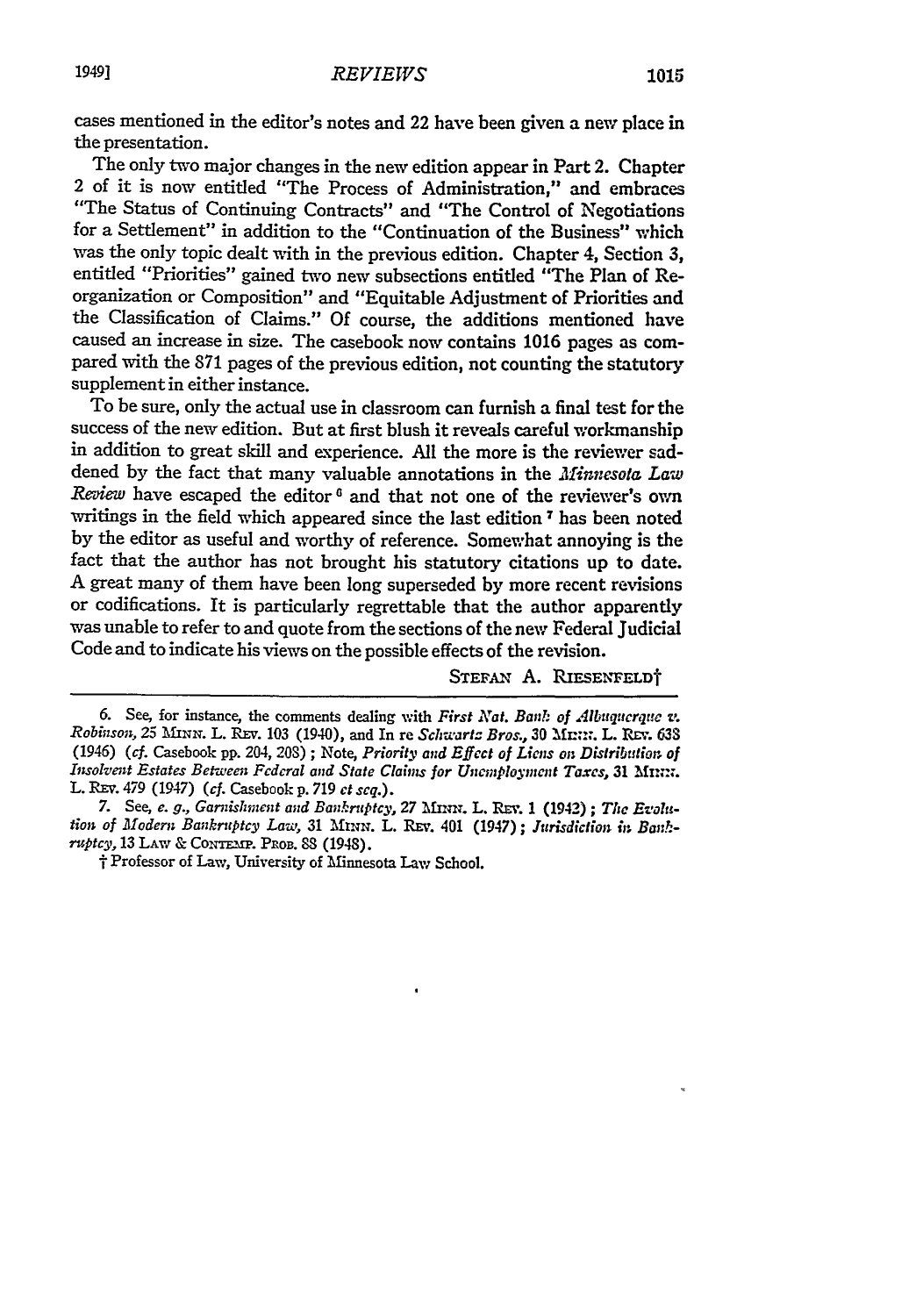cases mentioned in the editor's notes and 22 have been given a new place in the presentation.

The only two major changes in the new edition appear in Part 2. Chapter 2 of it is now entitled "The Process of Administration," and embraces "The Status of Continuing Contracts" and "The Control of Negotiations for a Settlement" in addition to the "Continuation of the Business" which was the only topic dealt with in the previous edition. Chapter 4, Section 3, entitled "Priorities" gained two new subsections entitled "The Plan of Reorganization or Composition" and "Equitable Adjustment of Priorities and the Classification of Claims." Of course, the additions mentioned have caused an increase in size. The casebook now contains 1016 pages as compared with the 871 pages of the previous edition, not counting the statutory supplement in either instance.

To be sure, only the actual use in classroom can furnish a final test for the success of the new edition. But at first blush it reveals careful workmanship in addition to great skill and experience. All the more is the reviewer saddened by the fact that many valuable annotations in the *Minnesota Law Review* have escaped the editor[6] and that not one of the reviewer's own writings in the field which appeared since the last edition[7] has been noted by the editor as useful and worthy of reference. Somewhat annoying is the fact that the author has not brought his statutory citations up to date. A great many of them have been long superseded by more recent revisions or codifications. It is particularly regrettable that the author apparently was unable to refer to and quote from the sections of the new Federal Judicial Code and to indicate his views on the possible effects of the revision.

STEFAN A. RIESENFELD†

---

6. See, for instance, the comments dealing with *First Nat. Bank of Albuquerque v. Robinson*, 25 MINN. L. REV. 103 (1940), and In re *Schwartz Bros.*, 30 MINN. L. REV. 638 (1946) (*cf.* Casebook pp. 204, 208); Note, *Priority and Effect of Liens on Distribution of Insolvent Estates Between Federal and State Claims for Unemployment Taxes*, 31 MINN. L. REV. 479 (1947) (*cf.* Casebook p. 719 *et seq.*).

7. See, *e. g.*, *Garnishment and Bankruptcy*, 27 MINN. L. REV. 1 (1942); *The Evolution of Modern Bankruptcy Law*, 31 MINN. L. REV. 401 (1947); *Jurisdiction in Bankruptcy*, 13 LAW & CONTEMP. PROB. 88 (1948).

† Professor of Law, University of Minnesota Law School.